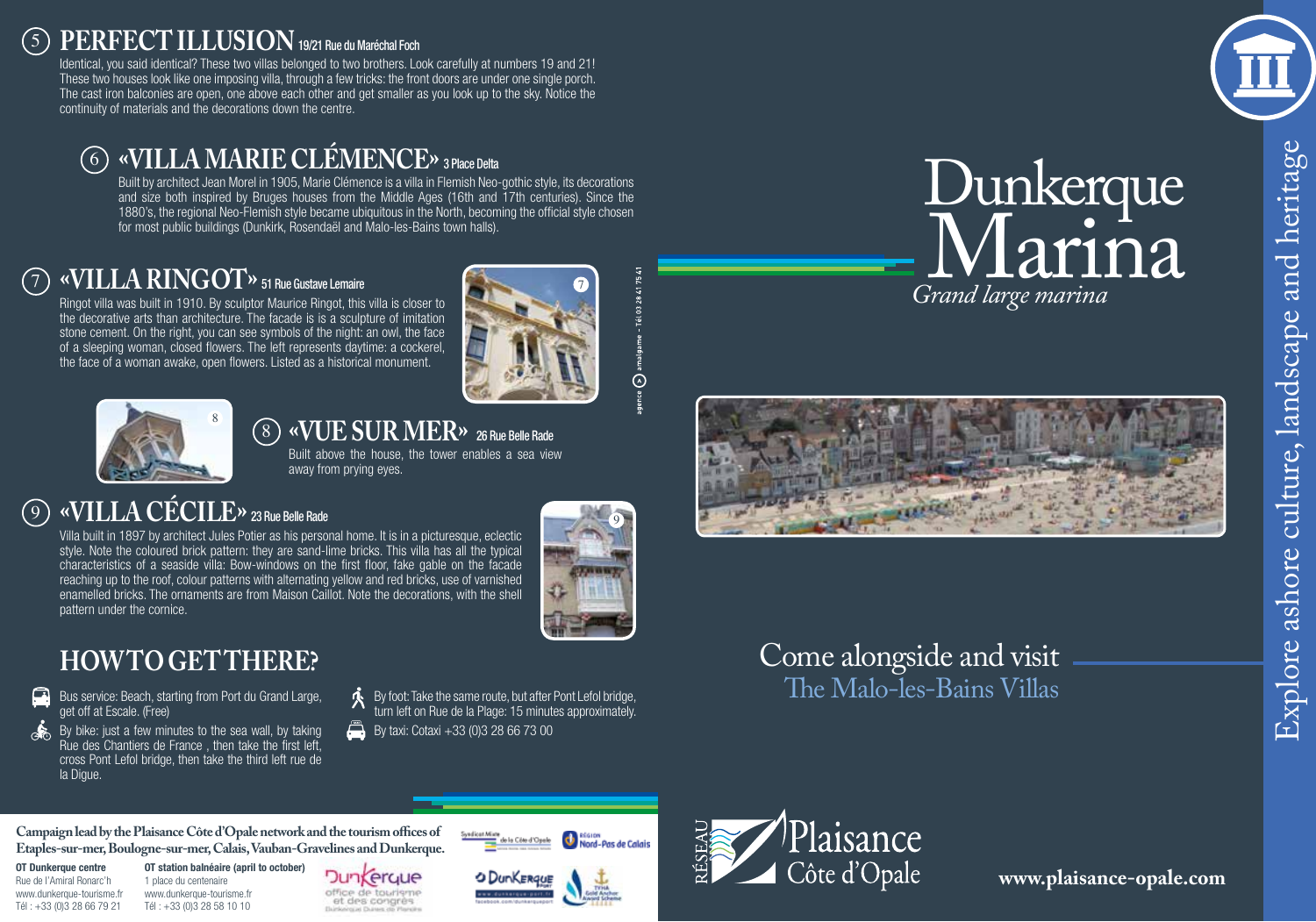## 5 PERFECT ILLUSION 19/21 Rue du Maréchal Foch

Identical, you said identical? These two villas belonged to two brothers. Look carefully at numbers 19 and 21! These two houses look like one imposing villa, through a few tricks: the front doors are under one single porch. The cast iron balconies are open, one above each other and get smaller as you look up to the sky. Notice the continuity of materials and the decorations down the centre.

## 6 «VILLA MARIE CLÉMENCE» 3 Place Delta

Built by architect Jean Morel in 1905, Marie Clémence is a villa in Flemish Neo-gothic style, its decorations and size both inspired by Bruges houses from the Middle Ages (16th and 17th centuries). Since the 1880's, the regional Neo-Flemish style became ubiquitous in the North, becoming the official style chosen for most public buildings (Dunkirk, Rosendaël and Malo-les-Bains town halls).

## 7 «VILLA RINGOT» 51 Rue Gustave Lemaire

Ringot villa was built in 1910. By sculptor Maurice Ringot, this villa is closer to the decorative arts than architecture. The facade is is a sculpture of imitation stone cement. On the right, you can see symbols of the night: an owl, the face of a sleeping woman, closed flowers. The left represents daytime: a cockerel, the face of a woman awake, open flowers. Listed as a historical monument.

## 8 «VUE SUR MER» 26 Rue Belle Rade

Built above the house, the tower enables a sea view away from prying eyes.

## 9 «VILLA CÉCILE» 23 Rue Belle Rade

Villa built in 1897 by architect Jules Potier as his personal home. It is in a picturesque, eclectic style. Note the coloured brick pattern: they are sand-lime bricks. This villa has all the typical characteristics of a seaside villa: Bow-windows on the first floor, fake gable on the facade reaching up to the roof, colour patterns with alternating yellow and red bricks, use of varnished enamelled bricks. The ornaments are from Maison Caillot. Note the decorations, with the shell pattern under the cornice.

## HOW TO GET THERE?

- Bus service: Beach, starting from Port du Grand Large, get off at Escale. (Free)
- By bike: just a few minutes to the sea wall, by taking Rue des Chantiers de France , then take the first left, cross Pont Lefol bridge, then take the third left rue de la Digue.
- By foot: Take the same route, but after Pont Lefol bridge, turn left on Rue de la Plage: 15 minutes approximately.
- By taxi: Cotaxi +33 (0)3 28 66 73 00

**Campaign lead by the Plaisance Côte d'Opale network and the tourism offices of Etaples-sur-mer, Boulogne-sur-mer, Calais, Vauban-Gravelines and Dunkerque.**

**OT Dunkerque centre**
Rue de l'Amiral Ronarc'h
www.dunkerque-tourisme.fr
Tél : +33 (0)3 28 66 79 21

**OT station balnéaire (april to october)**
1 place du centenaire
www.dunkerque-tourisme.fr
Tél : +33 (0)3 28 58 10 10

agence amalgame - Tél 03 28 41 75 41

# Dunkerque Marina

*Grand large marina*

## Come alongside and visit
## The Malo-les-Bains Villas

Explore ashore culture, landscape and heritage

RÉSEAU Plaisance Côte d'Opale

**www.plaisance-opale.com**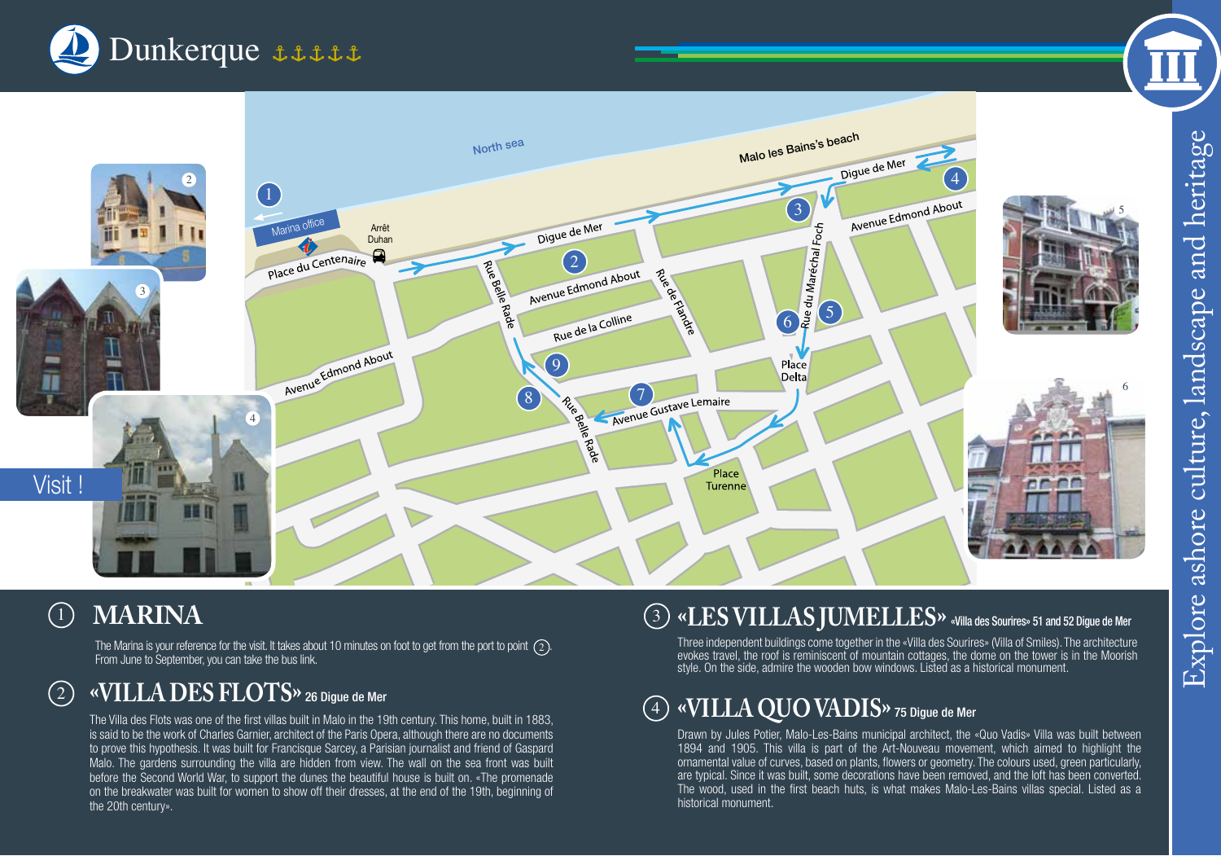# Dunkerque ⚓⚓⚓⚓⚓

Visit !

Explore ashore culture, landscape and heritage

## ① MARINA

The Marina is your reference for the visit. It takes about 10 minutes on foot to get from the port to point ②. From June to September, you can take the bus link.

## ② «VILLA DES FLOTS» 26 Digue de Mer

The Villa des Flots was one of the first villas built in Malo in the 19th century. This home, built in 1883, is said to be the work of Charles Garnier, architect of the Paris Opera, although there are no documents to prove this hypothesis. It was built for Francisque Sarcey, a Parisian journalist and friend of Gaspard Malo. The gardens surrounding the villa are hidden from view. The wall on the sea front was built before the Second World War, to support the dunes the beautiful house is built on. «The promenade on the breakwater was built for women to show off their dresses, at the end of the 19th, beginning of the 20th century».

## ③ «LES VILLAS JUMELLES» «Villa des Sourires» 51 and 52 Digue de Mer

Three independent buildings come together in the «Villa des Sourires» (Villa of Smiles). The architecture evokes travel, the roof is reminiscent of mountain cottages, the dome on the tower is in the Moorish style. On the side, admire the wooden bow windows. Listed as a historical monument.

## ④ «VILLA QUO VADIS» 75 Digue de Mer

Drawn by Jules Potier, Malo-Les-Bains municipal architect, the «Quo Vadis» Villa was built between 1894 and 1905. This villa is part of the Art-Nouveau movement, which aimed to highlight the ornamental value of curves, based on plants, flowers or geometry. The colours used, green particularly, are typical. Since it was built, some decorations have been removed, and the loft has been converted. The wood, used in the first beach huts, is what makes Malo-Les-Bains villas special. Listed as a historical monument.